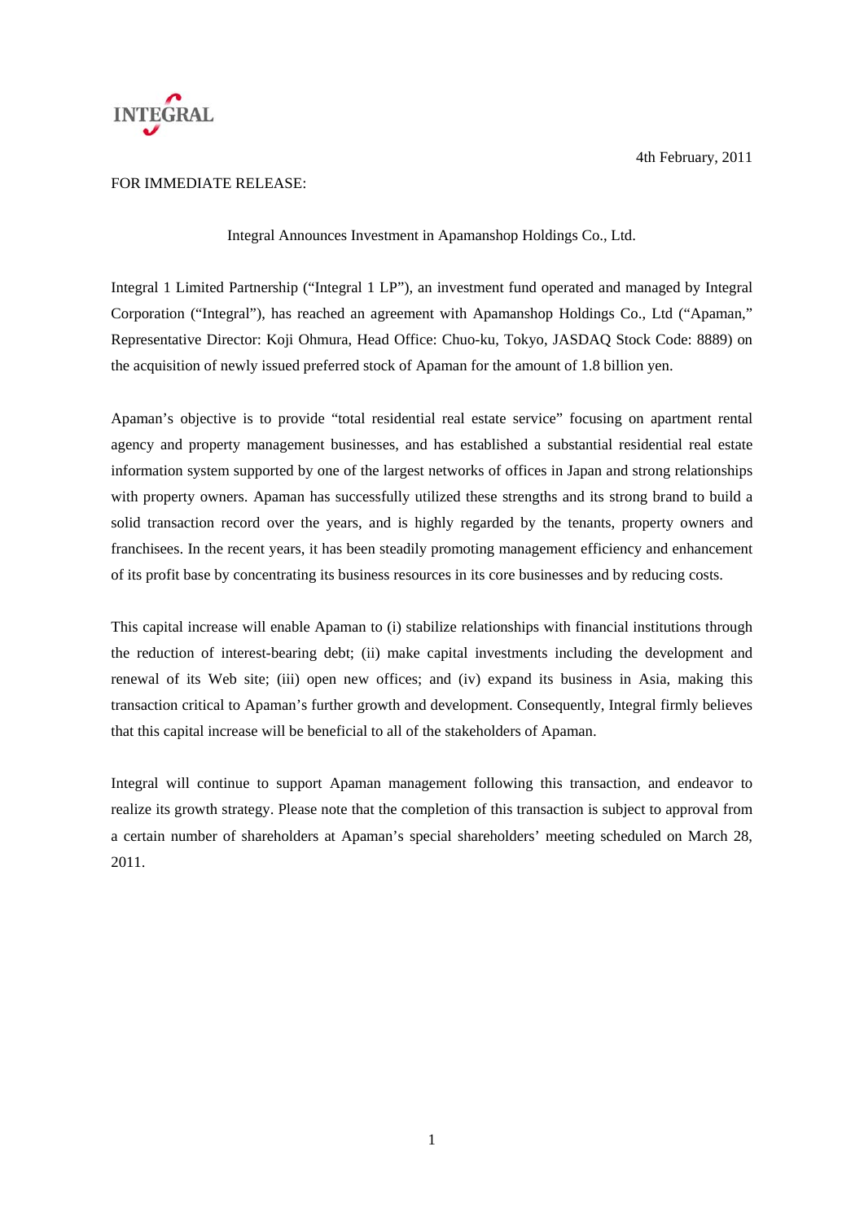INTEGRAL

4th February, 2011

FOR IMMEDIATE RELEASE:

# Integral Announces Investment in Apamanshop Holdings Co., Ltd.

Integral 1 Limited Partnership ("Integral 1 LP"), an investment fund operated and managed by Integral Corporation ("Integral"), has reached an agreement with Apamanshop Holdings Co., Ltd ("Apaman," Representative Director: Koji Ohmura, Head Office: Chuo-ku, Tokyo, JASDAQ Stock Code: 8889) on the acquisition of newly issued preferred stock of Apaman for the amount of 1.8 billion yen.

Apaman's objective is to provide "total residential real estate service" focusing on apartment rental agency and property management businesses, and has established a substantial residential real estate information system supported by one of the largest networks of offices in Japan and strong relationships with property owners. Apaman has successfully utilized these strengths and its strong brand to build a solid transaction record over the years, and is highly regarded by the tenants, property owners and franchisees. In the recent years, it has been steadily promoting management efficiency and enhancement of its profit base by concentrating its business resources in its core businesses and by reducing costs.

This capital increase will enable Apaman to (i) stabilize relationships with financial institutions through the reduction of interest-bearing debt; (ii) make capital investments including the development and renewal of its Web site; (iii) open new offices; and (iv) expand its business in Asia, making this transaction critical to Apaman's further growth and development. Consequently, Integral firmly believes that this capital increase will be beneficial to all of the stakeholders of Apaman.

Integral will continue to support Apaman management following this transaction, and endeavor to realize its growth strategy. Please note that the completion of this transaction is subject to approval from a certain number of shareholders at Apaman's special shareholders' meeting scheduled on March 28, 2011.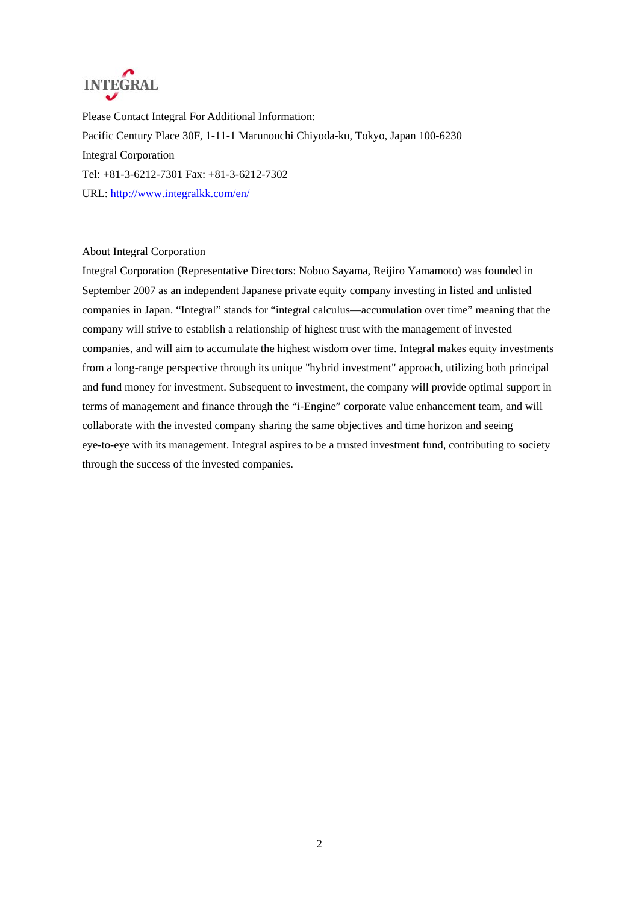INTEGRAL

Please Contact Integral For Additional Information:
Pacific Century Place 30F, 1-11-1 Marunouchi Chiyoda-ku, Tokyo, Japan 100-6230
Integral Corporation
Tel: +81-3-6212-7301 Fax: +81-3-6212-7302
URL: http://www.integralkk.com/en/

About Integral Corporation

Integral Corporation (Representative Directors: Nobuo Sayama, Reijiro Yamamoto) was founded in September 2007 as an independent Japanese private equity company investing in listed and unlisted companies in Japan. "Integral" stands for "integral calculus—accumulation over time" meaning that the company will strive to establish a relationship of highest trust with the management of invested companies, and will aim to accumulate the highest wisdom over time. Integral makes equity investments from a long-range perspective through its unique "hybrid investment" approach, utilizing both principal and fund money for investment. Subsequent to investment, the company will provide optimal support in terms of management and finance through the "i-Engine" corporate value enhancement team, and will collaborate with the invested company sharing the same objectives and time horizon and seeing eye-to-eye with its management. Integral aspires to be a trusted investment fund, contributing to society through the success of the invested companies.